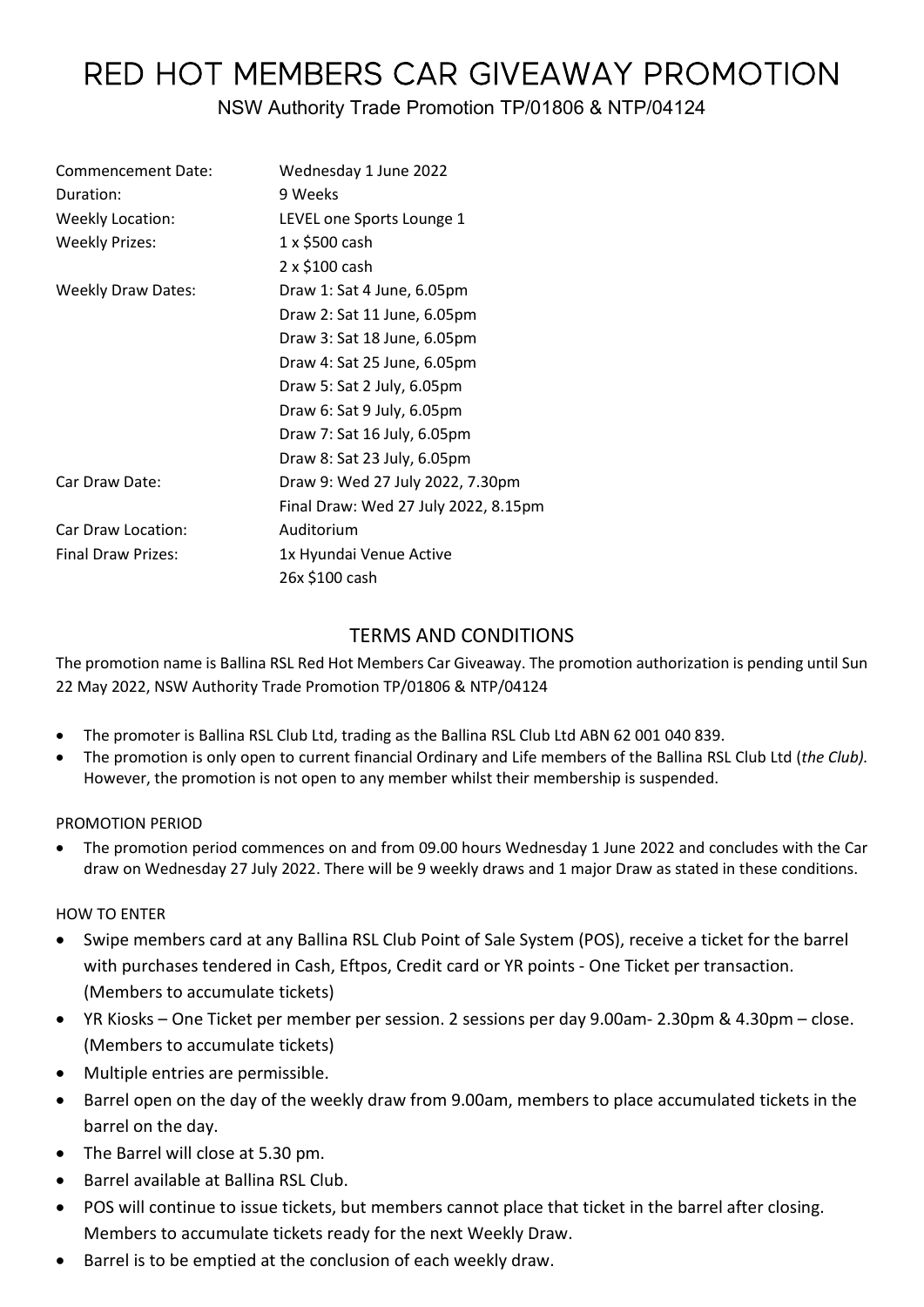# RED HOT MEMBERS CAR GIVEAWAY PROMOTION

NSW Authority Trade Promotion TP/01806 & NTP/04124

| | |
|---|---|
| Commencement Date: | Wednesday 1 June 2022 |
| Duration: | 9 Weeks |
| Weekly Location: | LEVEL one Sports Lounge 1 |
| Weekly Prizes: | 1 x $500 cash |
| | 2 x $100 cash |
| Weekly Draw Dates: | Draw 1: Sat 4 June, 6.05pm |
| | Draw 2: Sat 11 June, 6.05pm |
| | Draw 3: Sat 18 June, 6.05pm |
| | Draw 4: Sat 25 June, 6.05pm |
| | Draw 5: Sat 2 July, 6.05pm |
| | Draw 6: Sat 9 July, 6.05pm |
| | Draw 7: Sat 16 July, 6.05pm |
| | Draw 8: Sat 23 July, 6.05pm |
| Car Draw Date: | Draw 9: Wed 27 July 2022, 7.30pm |
| | Final Draw: Wed 27 July 2022, 8.15pm |
| Car Draw Location: | Auditorium |
| Final Draw Prizes: | 1x Hyundai Venue Active |
| | 26x $100 cash |

## TERMS AND CONDITIONS

The promotion name is Ballina RSL Red Hot Members Car Giveaway. The promotion authorization is pending until Sun 22 May 2022, NSW Authority Trade Promotion TP/01806 & NTP/04124

- The promoter is Ballina RSL Club Ltd, trading as the Ballina RSL Club Ltd ABN 62 001 040 839.
- The promotion is only open to current financial Ordinary and Life members of the Ballina RSL Club Ltd (*the Club).* However, the promotion is not open to any member whilst their membership is suspended.

### PROMOTION PERIOD

- The promotion period commences on and from 09.00 hours Wednesday 1 June 2022 and concludes with the Car draw on Wednesday 27 July 2022. There will be 9 weekly draws and 1 major Draw as stated in these conditions.

### HOW TO ENTER

- Swipe members card at any Ballina RSL Club Point of Sale System (POS), receive a ticket for the barrel with purchases tendered in Cash, Eftpos, Credit card or YR points - One Ticket per transaction. (Members to accumulate tickets)
- YR Kiosks – One Ticket per member per session. 2 sessions per day 9.00am- 2.30pm & 4.30pm – close. (Members to accumulate tickets)
- Multiple entries are permissible.
- Barrel open on the day of the weekly draw from 9.00am, members to place accumulated tickets in the barrel on the day.
- The Barrel will close at 5.30 pm.
- Barrel available at Ballina RSL Club.
- POS will continue to issue tickets, but members cannot place that ticket in the barrel after closing. Members to accumulate tickets ready for the next Weekly Draw.
- Barrel is to be emptied at the conclusion of each weekly draw.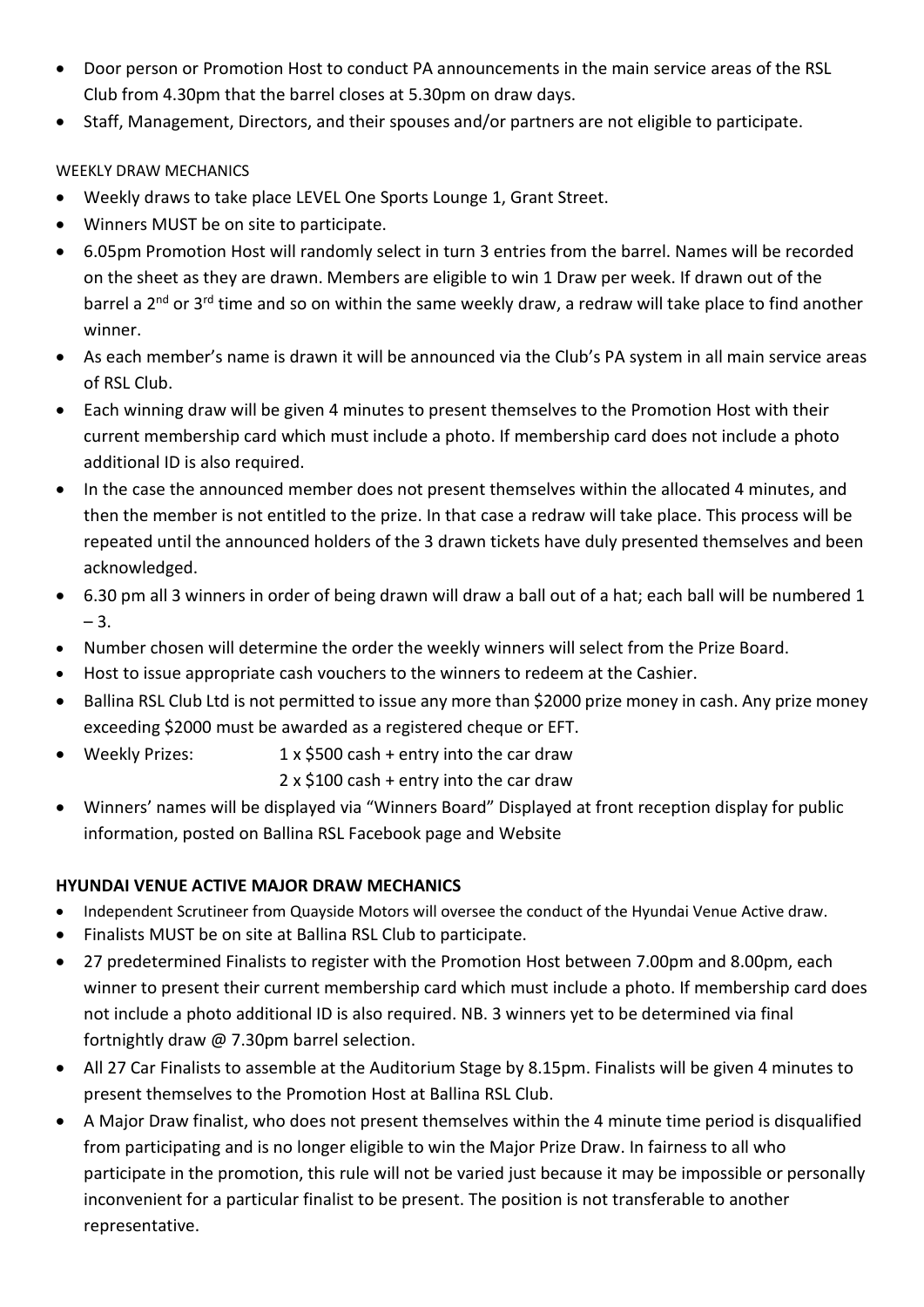- Door person or Promotion Host to conduct PA announcements in the main service areas of the RSL Club from 4.30pm that the barrel closes at 5.30pm on draw days.
- Staff, Management, Directors, and their spouses and/or partners are not eligible to participate.

WEEKLY DRAW MECHANICS

- Weekly draws to take place LEVEL One Sports Lounge 1, Grant Street.
- Winners MUST be on site to participate.
- 6.05pm Promotion Host will randomly select in turn 3 entries from the barrel. Names will be recorded on the sheet as they are drawn. Members are eligible to win 1 Draw per week. If drawn out of the barrel a 2nd or 3rd time and so on within the same weekly draw, a redraw will take place to find another winner.
- As each member's name is drawn it will be announced via the Club's PA system in all main service areas of RSL Club.
- Each winning draw will be given 4 minutes to present themselves to the Promotion Host with their current membership card which must include a photo. If membership card does not include a photo additional ID is also required.
- In the case the announced member does not present themselves within the allocated 4 minutes, and then the member is not entitled to the prize. In that case a redraw will take place. This process will be repeated until the announced holders of the 3 drawn tickets have duly presented themselves and been acknowledged.
- 6.30 pm all 3 winners in order of being drawn will draw a ball out of a hat; each ball will be numbered 1 – 3.
- Number chosen will determine the order the weekly winners will select from the Prize Board.
- Host to issue appropriate cash vouchers to the winners to redeem at the Cashier.
- Ballina RSL Club Ltd is not permitted to issue any more than $2000 prize money in cash. Any prize money exceeding $2000 must be awarded as a registered cheque or EFT.
- Weekly Prizes: 1 x $500 cash + entry into the car draw
  2 x $100 cash + entry into the car draw
- Winners' names will be displayed via "Winners Board" Displayed at front reception display for public information, posted on Ballina RSL Facebook page and Website

**HYUNDAI VENUE ACTIVE MAJOR DRAW MECHANICS**

- Independent Scrutineer from Quayside Motors will oversee the conduct of the Hyundai Venue Active draw.
- Finalists MUST be on site at Ballina RSL Club to participate.
- 27 predetermined Finalists to register with the Promotion Host between 7.00pm and 8.00pm, each winner to present their current membership card which must include a photo. If membership card does not include a photo additional ID is also required. NB. 3 winners yet to be determined via final fortnightly draw @ 7.30pm barrel selection.
- All 27 Car Finalists to assemble at the Auditorium Stage by 8.15pm. Finalists will be given 4 minutes to present themselves to the Promotion Host at Ballina RSL Club.
- A Major Draw finalist, who does not present themselves within the 4 minute time period is disqualified from participating and is no longer eligible to win the Major Prize Draw. In fairness to all who participate in the promotion, this rule will not be varied just because it may be impossible or personally inconvenient for a particular finalist to be present. The position is not transferable to another representative.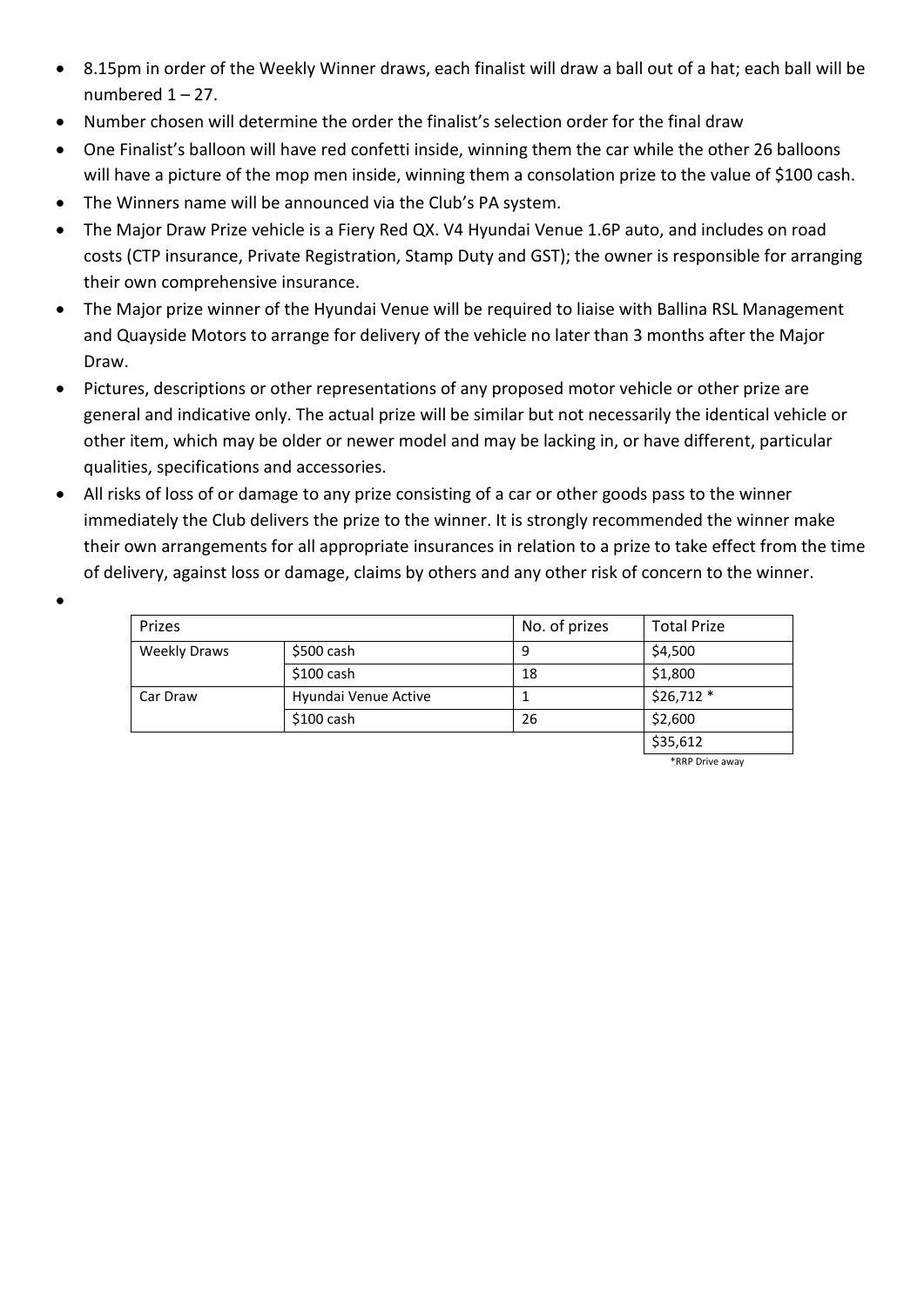- 8.15pm in order of the Weekly Winner draws, each finalist will draw a ball out of a hat; each ball will be numbered 1 – 27.
- Number chosen will determine the order the finalist's selection order for the final draw
- One Finalist's balloon will have red confetti inside, winning them the car while the other 26 balloons will have a picture of the mop men inside, winning them a consolation prize to the value of $100 cash.
- The Winners name will be announced via the Club's PA system.
- The Major Draw Prize vehicle is a Fiery Red QX. V4 Hyundai Venue 1.6P auto, and includes on road costs (CTP insurance, Private Registration, Stamp Duty and GST); the owner is responsible for arranging their own comprehensive insurance.
- The Major prize winner of the Hyundai Venue will be required to liaise with Ballina RSL Management and Quayside Motors to arrange for delivery of the vehicle no later than 3 months after the Major Draw.
- Pictures, descriptions or other representations of any proposed motor vehicle or other prize are general and indicative only. The actual prize will be similar but not necessarily the identical vehicle or other item, which may be older or newer model and may be lacking in, or have different, particular qualities, specifications and accessories.
- All risks of loss of or damage to any prize consisting of a car or other goods pass to the winner immediately the Club delivers the prize to the winner. It is strongly recommended the winner make their own arrangements for all appropriate insurances in relation to a prize to take effect from the time of delivery, against loss or damage, claims by others and any other risk of concern to the winner.
-

| Prizes | | No. of prizes | Total Prize |
|---|---|---|---|
| Weekly Draws | $500 cash | 9 | $4,500 |
| | $100 cash | 18 | $1,800 |
| Car Draw | Hyundai Venue Active | 1 | $26,712 * |
| | $100 cash | 26 | $2,600 |
| | | | $35,612 |

*RRP Drive away